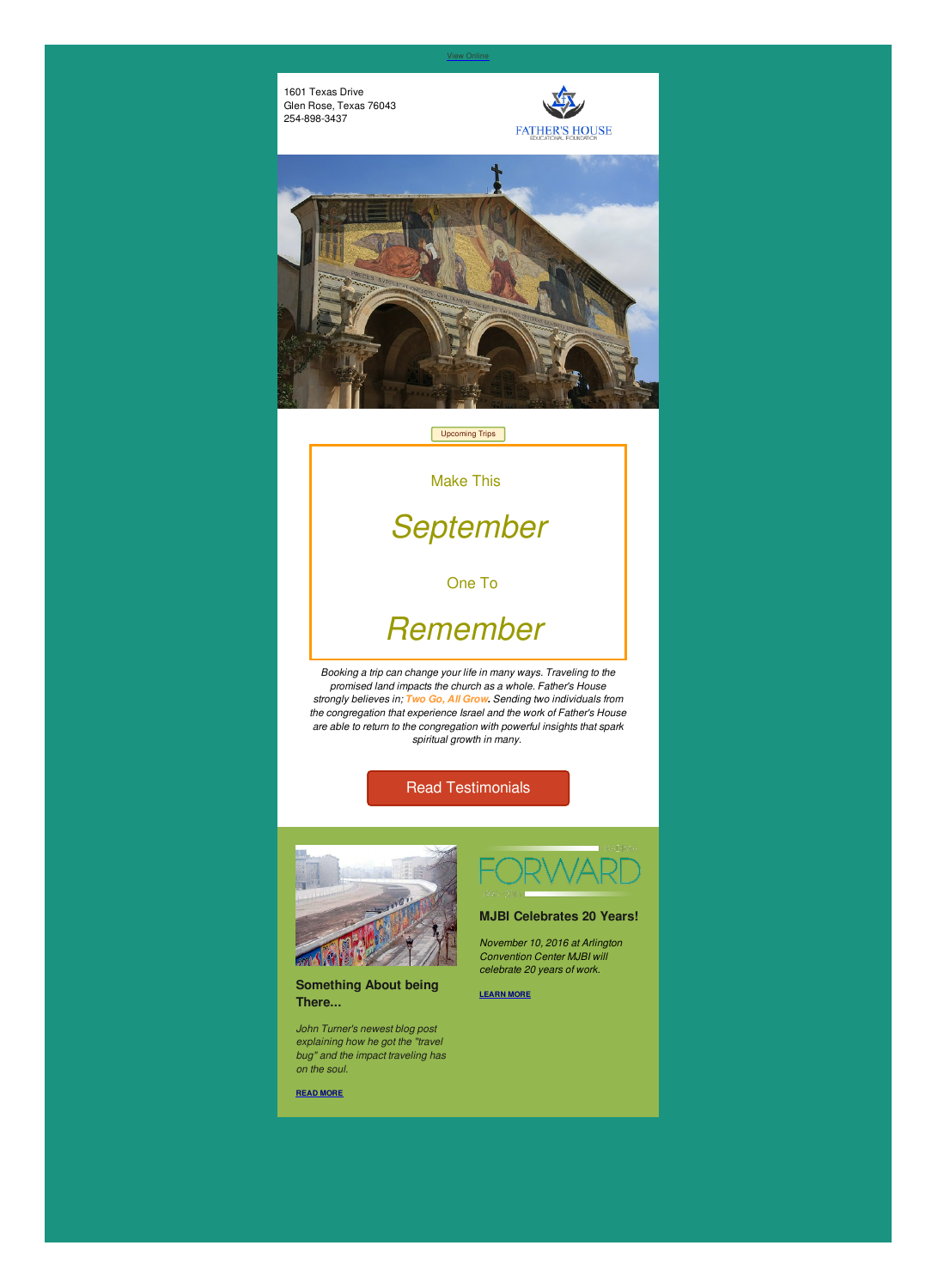View Online

1601 Texas Drive
Glen Rose, Texas 76043
254-898-3437

FATHER'S HOUSE
EDUCATIONAL FOUNDATION

Upcoming Trips

Make This

# *September*

One To

# *Remember*

*Booking a trip can change your life in many ways. Traveling to the promised land impacts the church as a whole. Father's House strongly believes in; **Two Go, All Grow**. Sending two individuals from the congregation that experience Israel and the work of Father's House are able to return to the congregation with powerful insights that spark spiritual growth in many.*

Read Testimonials

### Something About being There...

*John Turner's newest blog post explaining how he got the "travel bug" and the impact traveling has on the soul.*

**READ MORE**

FORWARD

### MJBI Celebrates 20 Years!

*November 10, 2016 at Arlington Convention Center MJBI will celebrate 20 years of work.*

**LEARN MORE**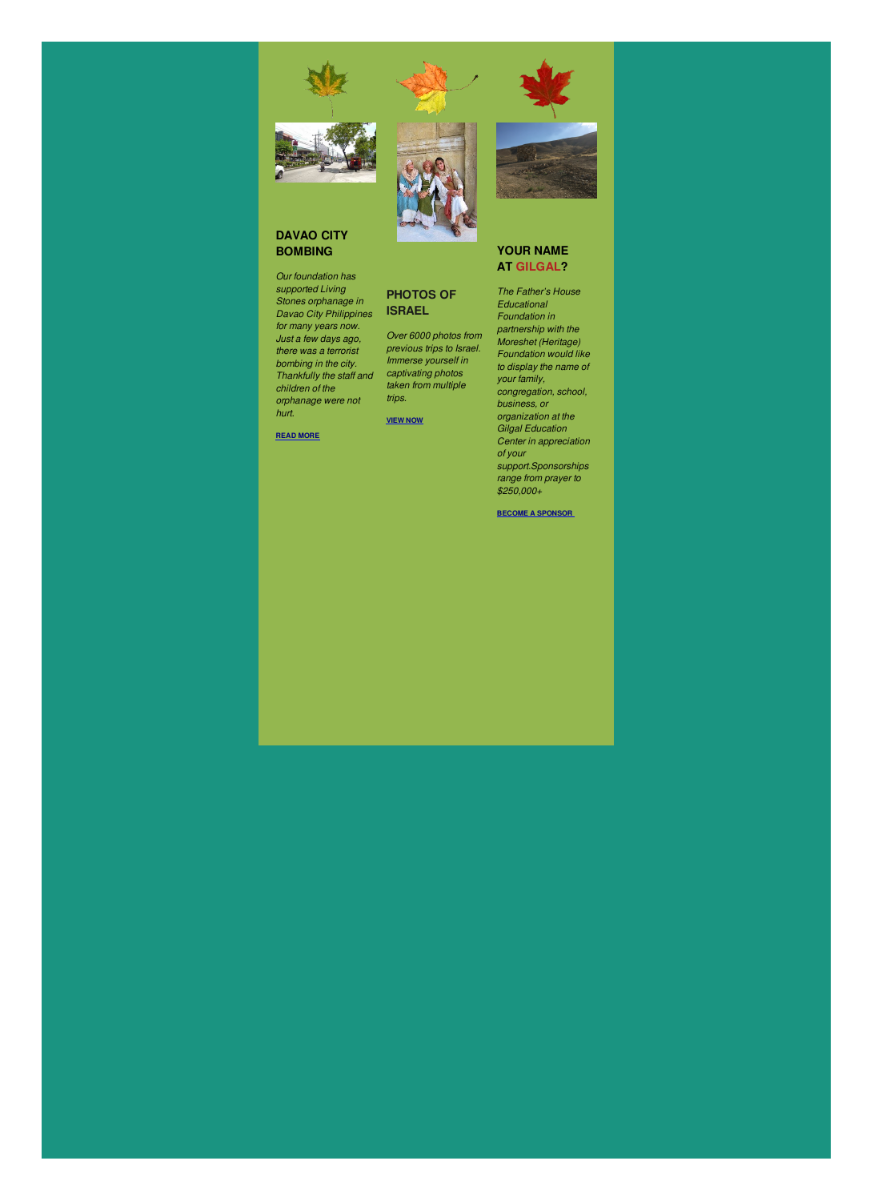## DAVAO CITY BOMBING

*Our foundation has supported Living Stones orphanage in Davao City Philippines for many years now. Just a few days ago, there was a terrorist bombing in the city. Thankfully the staff and children of the orphanage were not hurt.*

**READ MORE**

## PHOTOS OF ISRAEL

*Over 6000 photos from previous trips to Israel. Immerse yourself in captivating photos taken from multiple trips.*

**VIEW NOW**

## YOUR NAME AT GILGAL?

*The Father's House Educational Foundation in partnership with the Moreshet (Heritage) Foundation would like to display the name of your family, congregation, school, business, or organization at the Gilgal Education Center in appreciation of your support.Sponsorships range from prayer to $250,000+*

**BECOME A SPONSOR**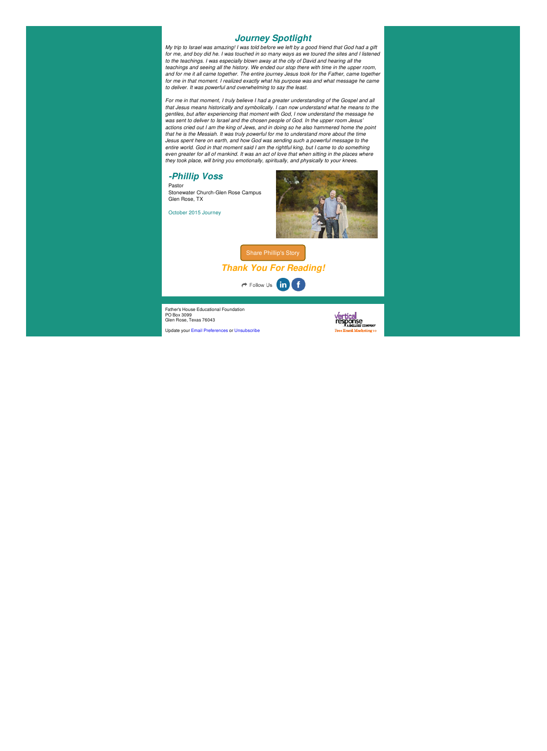## *Journey Spotlight*

*My trip to Israel was amazing! I was told before we left by a good friend that God had a gift for me, and boy did he. I was touched in so many ways as we toured the sites and I listened to the teachings. I was especially blown away at the city of David and hearing all the teachings and seeing all the history. We ended our stop there with time in the upper room, and for me it all came together. The entire journey Jesus took for the Father, came together for me in that moment. I realized exactly what his purpose was and what message he came to deliver. It was powerful and overwhelming to say the least.*

*For me in that moment, I truly believe I had a greater understanding of the Gospel and all that Jesus means historically and symbolically. I can now understand what he means to the gentiles, but after experiencing that moment with God, I now understand the message he was sent to deliver to Israel and the chosen people of God. In the upper room Jesus' actions cried out I am the king of Jews, and in doing so he also hammered home the point that he is the Messiah. It was truly powerful for me to understand more about the time Jesus spent here on earth, and how God was sending such a powerful message to the entire world. God in that moment said I am the rightful king, but I came to do something even greater for all of mankind. It was an act of love that when sitting in the places where they took place, will bring you emotionally, spiritually, and physically to your knees.*

### *-Phillip Voss*

Pastor
Stonewater Church-Glen Rose Campus
Glen Rose, TX

October 2015 Journey

Share Phillip's Story

### *Thank You For Reading!*

Follow Us

Father's House Educational Foundation
PO Box 3099
Glen Rose, Texas 76043

Update your Email Preferences or Unsubscribe